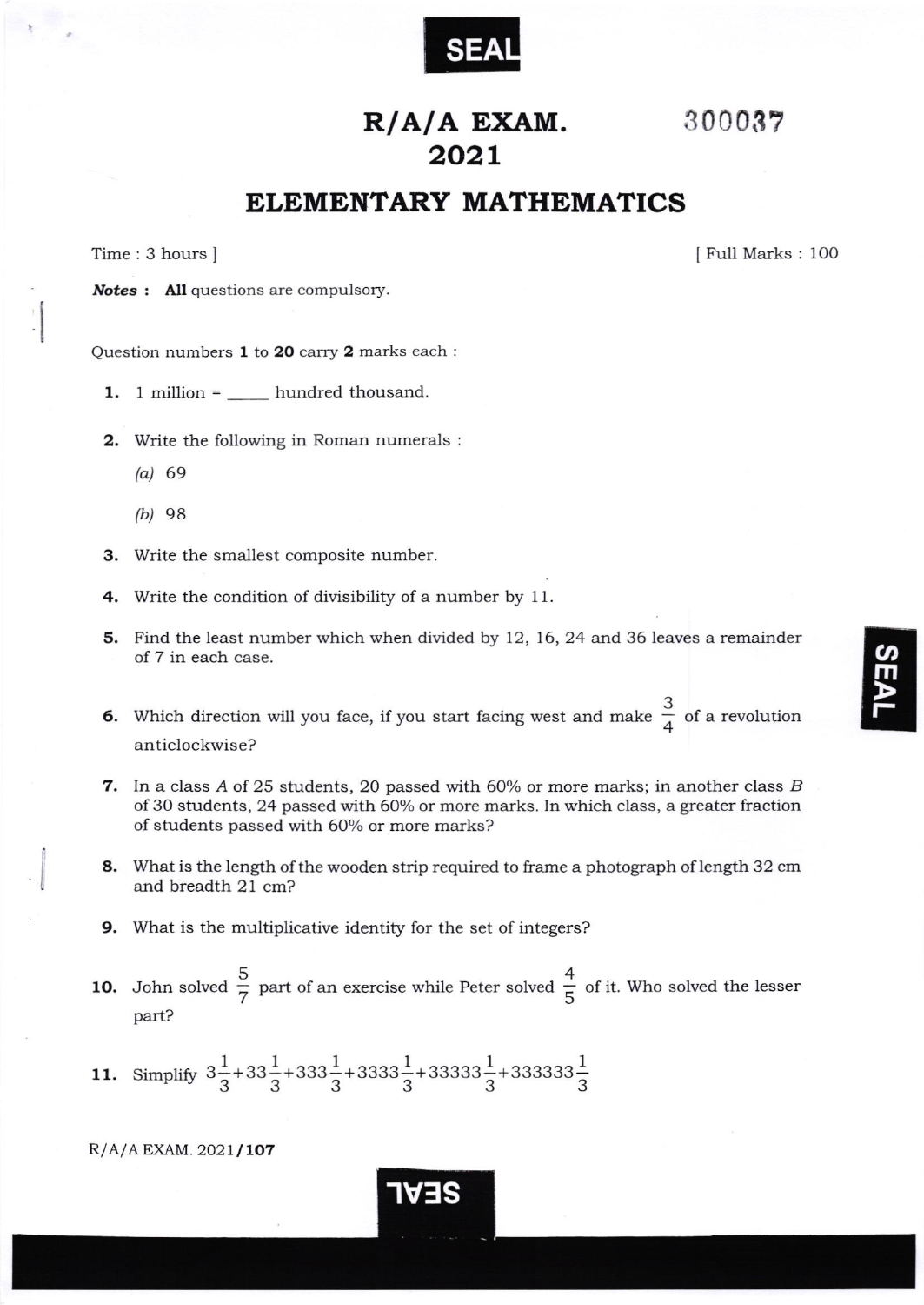# R/A/A EXAM. 2021

300037

## ELEMENTARY MATHEMATICS

Time : 3 hours ] [ Full Marks : 100

***Notes :*** **All** questions are compulsory.

Question numbers **1** to **20** carry **2** marks each :

**1.** 1 million = _____ hundred thousand.

**2.** Write the following in Roman numerals :

*(a)* 69

*(b)* 98

**3.** Write the smallest composite number.

**4.** Write the condition of divisibility of a number by 11.

**5.** Find the least number which when divided by 12, 16, 24 and 36 leaves a remainder of 7 in each case.

**6.** Which direction will you face, if you start facing west and make $\frac{3}{4}$ of a revolution anticlockwise?

**7.** In a class $A$ of 25 students, 20 passed with 60% or more marks; in another class $B$ of 30 students, 24 passed with 60% or more marks. In which class, a greater fraction of students passed with 60% or more marks?

**8.** What is the length of the wooden strip required to frame a photograph of length 32 cm and breadth 21 cm?

**9.** What is the multiplicative identity for the set of integers?

**10.** John solved $\frac{5}{7}$ part of an exercise while Peter solved $\frac{4}{5}$ of it. Who solved the lesser part?

**11.** Simplify $3\frac{1}{3}+33\frac{1}{3}+333\frac{1}{3}+3333\frac{1}{3}+33333\frac{1}{3}+333333\frac{1}{3}$

R/A/A EXAM. 2021/**107**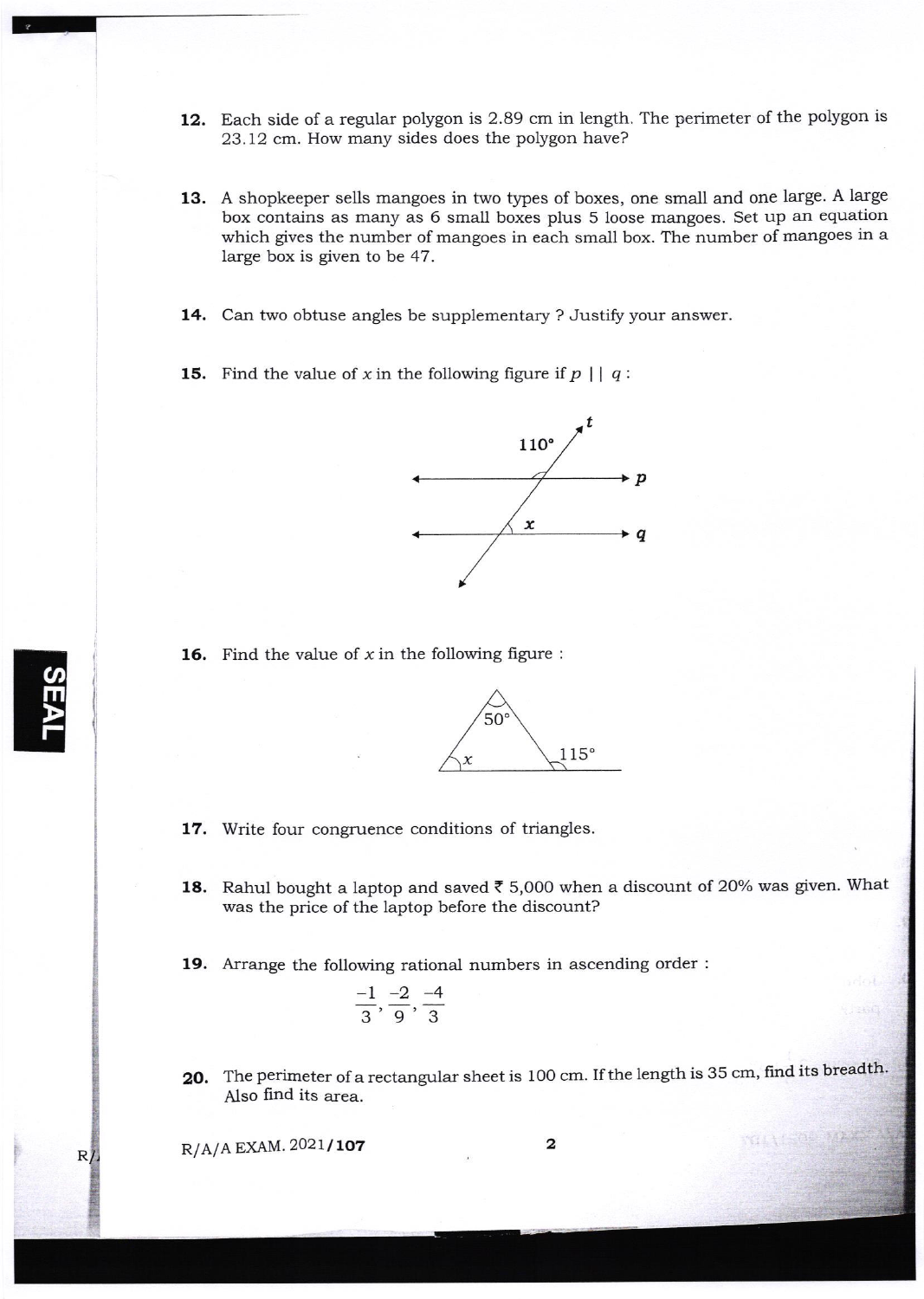12. Each side of a regular polygon is 2.89 cm in length. The perimeter of the polygon is 23.12 cm. How many sides does the polygon have?

13. A shopkeeper sells mangoes in two types of boxes, one small and one large. A large box contains as many as 6 small boxes plus 5 loose mangoes. Set up an equation which gives the number of mangoes in each small box. The number of mangoes in a large box is given to be 47.

14. Can two obtuse angles be supplementary ? Justify your answer.

15. Find the value of $x$ in the following figure if $p \parallel q$ :

16. Find the value of $x$ in the following figure :

17. Write four congruence conditions of triangles.

18. Rahul bought a laptop and saved ₹ 5,000 when a discount of 20% was given. What was the price of the laptop before the discount?

19. Arrange the following rational numbers in ascending order :

$$\frac{-1}{3}, \frac{-2}{9}, \frac{-4}{3}$$

20. The perimeter of a rectangular sheet is 100 cm. If the length is 35 cm, find its breadth. Also find its area.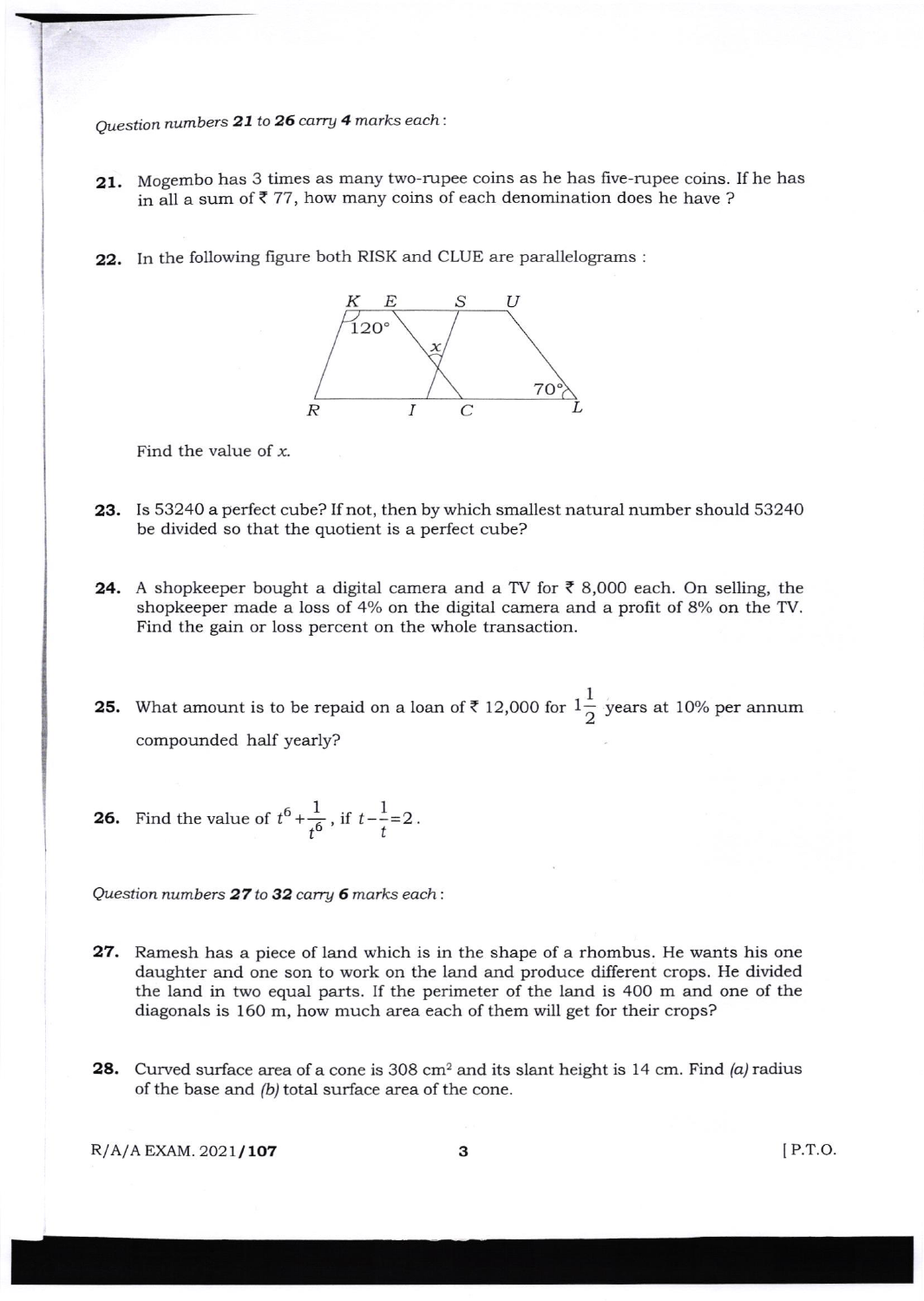*Question numbers **21** to **26** carry **4** marks each:*

**21.** Mogembo has 3 times as many two-rupee coins as he has five-rupee coins. If he has in all a sum of ₹ 77, how many coins of each denomination does he have ?

**22.** In the following figure both RISK and CLUE are parallelograms :

K E S U
120°
$x$
70°
R I C L

Find the value of $x$.

**23.** Is 53240 a perfect cube? If not, then by which smallest natural number should 53240 be divided so that the quotient is a perfect cube?

**24.** A shopkeeper bought a digital camera and a TV for ₹ 8,000 each. On selling, the shopkeeper made a loss of 4% on the digital camera and a profit of 8% on the TV. Find the gain or loss percent on the whole transaction.

**25.** What amount is to be repaid on a loan of ₹ 12,000 for $1\frac{1}{2}$ years at 10% per annum compounded half yearly?

**26.** Find the value of $t^6 + \frac{1}{t^6}$, if $t - \frac{1}{t} = 2$.

*Question numbers **27** to **32** carry **6** marks each:*

**27.** Ramesh has a piece of land which is in the shape of a rhombus. He wants his one daughter and one son to work on the land and produce different crops. He divided the land in two equal parts. If the perimeter of the land is 400 m and one of the diagonals is 160 m, how much area each of them will get for their crops?

**28.** Curved surface area of a cone is 308 $cm^2$ and its slant height is 14 cm. Find *(a)* radius of the base and *(b)* total surface area of the cone.